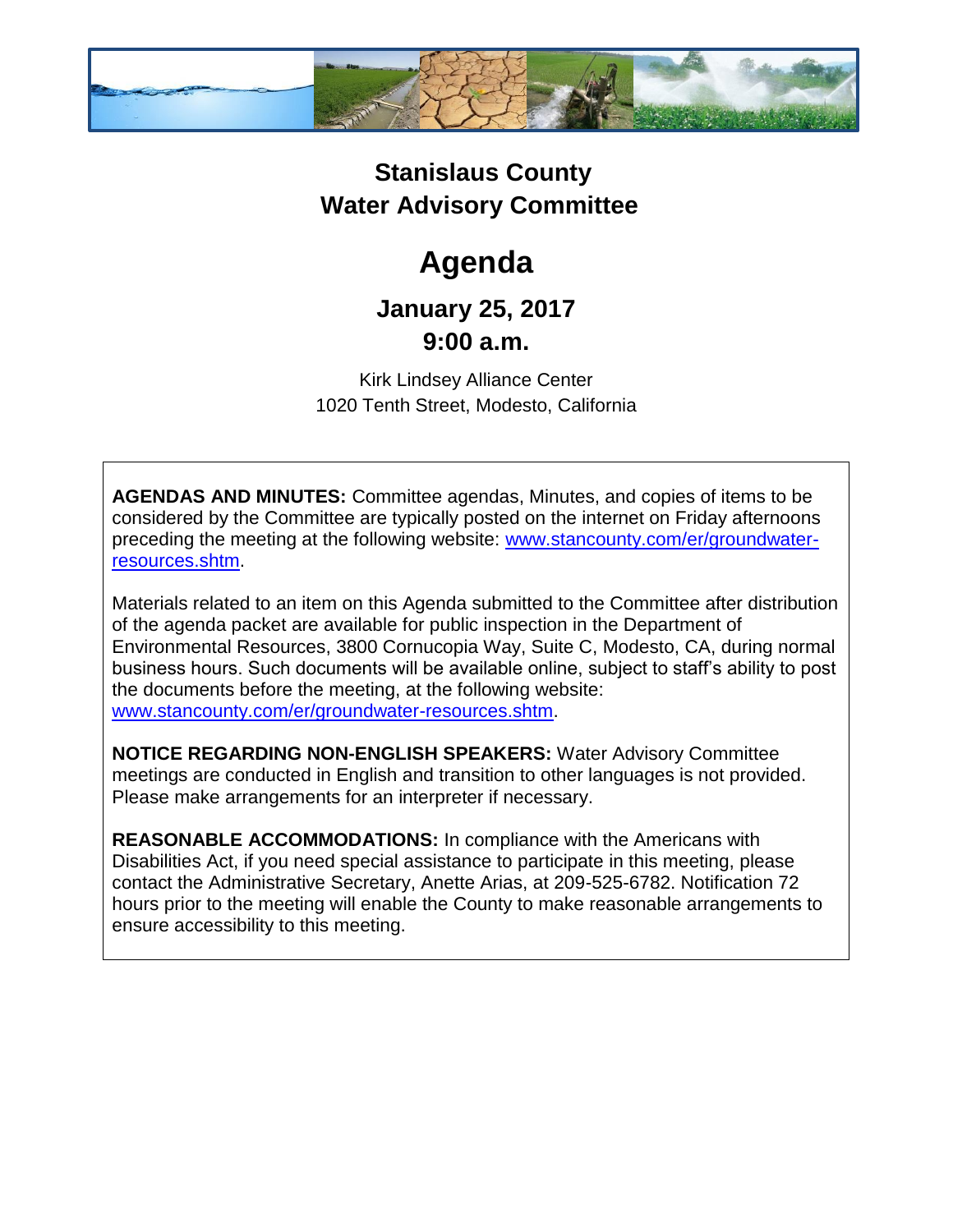# Stanislaus County
# Water Advisory Committee

# Agenda

## January 25, 2017
## 9:00 a.m.

Kirk Lindsey Alliance Center
1020 Tenth Street, Modesto, California

**AGENDAS AND MINUTES:** Committee agendas, Minutes, and copies of items to be considered by the Committee are typically posted on the internet on Friday afternoons preceding the meeting at the following website: [www.stancounty.com/er/groundwater-resources.shtm](www.stancounty.com/er/groundwater-resources.shtm).

Materials related to an item on this Agenda submitted to the Committee after distribution of the agenda packet are available for public inspection in the Department of Environmental Resources, 3800 Cornucopia Way, Suite C, Modesto, CA, during normal business hours. Such documents will be available online, subject to staff's ability to post the documents before the meeting, at the following website: [www.stancounty.com/er/groundwater-resources.shtm](www.stancounty.com/er/groundwater-resources.shtm).

**NOTICE REGARDING NON-ENGLISH SPEAKERS:** Water Advisory Committee meetings are conducted in English and transition to other languages is not provided. Please make arrangements for an interpreter if necessary.

**REASONABLE ACCOMMODATIONS:** In compliance with the Americans with Disabilities Act, if you need special assistance to participate in this meeting, please contact the Administrative Secretary, Anette Arias, at 209-525-6782. Notification 72 hours prior to the meeting will enable the County to make reasonable arrangements to ensure accessibility to this meeting.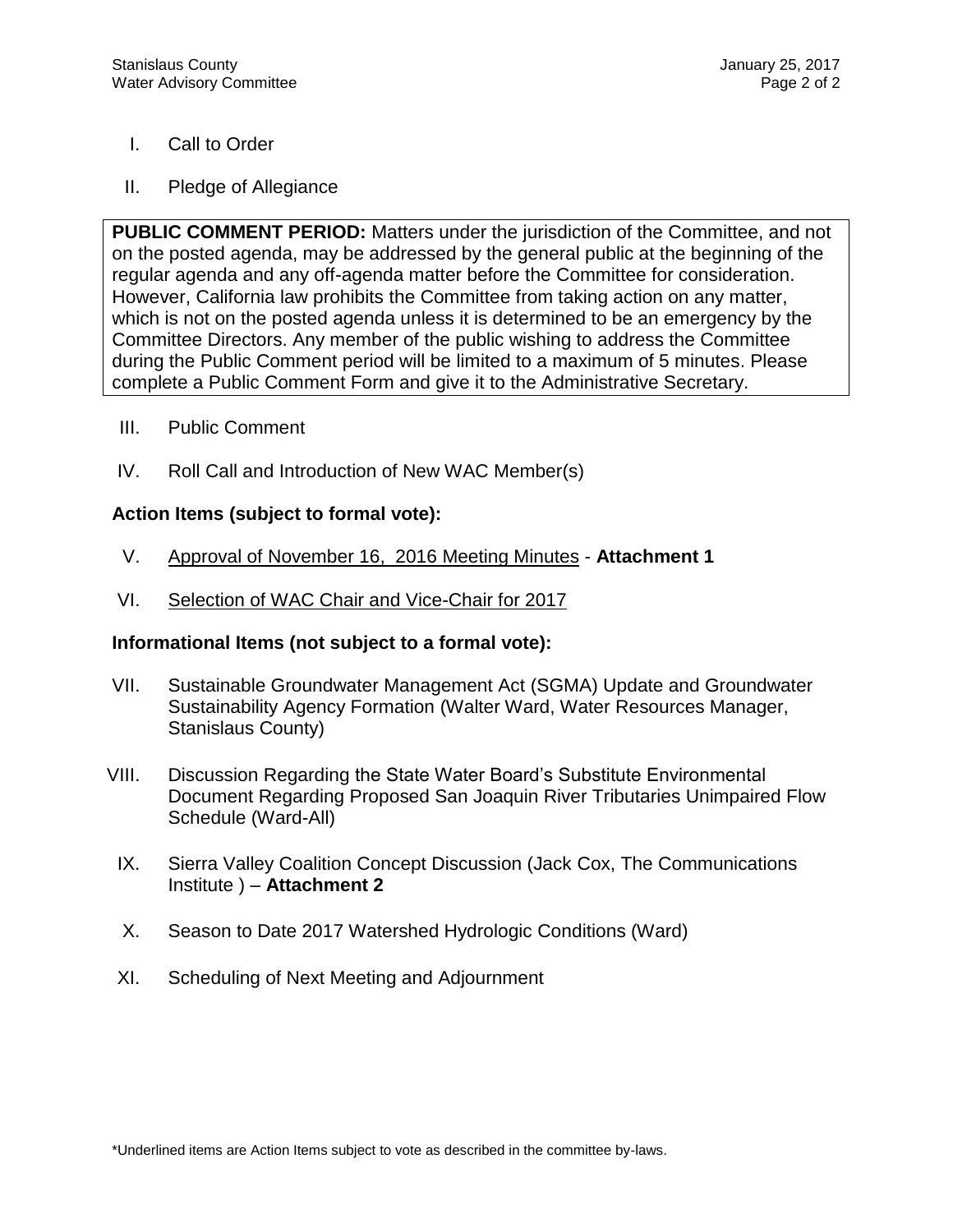I. Call to Order

II. Pledge of Allegiance

**PUBLIC COMMENT PERIOD:** Matters under the jurisdiction of the Committee, and not on the posted agenda, may be addressed by the general public at the beginning of the regular agenda and any off-agenda matter before the Committee for consideration. However, California law prohibits the Committee from taking action on any matter, which is not on the posted agenda unless it is determined to be an emergency by the Committee Directors. Any member of the public wishing to address the Committee during the Public Comment period will be limited to a maximum of 5 minutes. Please complete a Public Comment Form and give it to the Administrative Secretary.

III. Public Comment

IV. Roll Call and Introduction of New WAC Member(s)

**Action Items (subject to formal vote):**

V. <u>Approval of November 16, 2016 Meeting Minutes</u> - **Attachment 1**

VI. <u>Selection of WAC Chair and Vice-Chair for 2017</u>

**Informational Items (not subject to a formal vote):**

VII. Sustainable Groundwater Management Act (SGMA) Update and Groundwater Sustainability Agency Formation (Walter Ward, Water Resources Manager, Stanislaus County)

VIII. Discussion Regarding the State Water Board's Substitute Environmental Document Regarding Proposed San Joaquin River Tributaries Unimpaired Flow Schedule (Ward-All)

IX. Sierra Valley Coalition Concept Discussion (Jack Cox, The Communications Institute ) – **Attachment 2**

X. Season to Date 2017 Watershed Hydrologic Conditions (Ward)

XI. Scheduling of Next Meeting and Adjournment

*Underlined items are Action Items subject to vote as described in the committee by-laws.